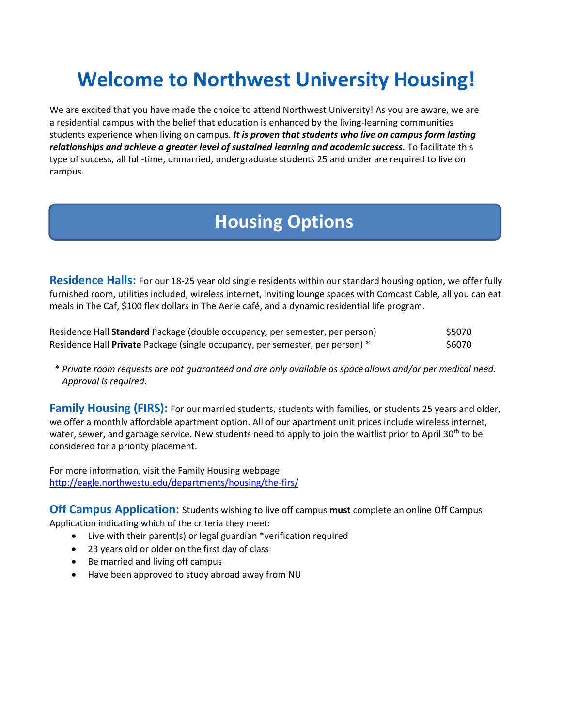# Welcome to Northwest University Housing!

We are excited that you have made the choice to attend Northwest University! As you are aware, we are a residential campus with the belief that education is enhanced by the living-learning communities students experience when living on campus. ***It is proven that students who live on campus form lasting relationships and achieve a greater level of sustained learning and academic success.*** To facilitate this type of success, all full-time, unmarried, undergraduate students 25 and under are required to live on campus.

## Housing Options

### Residence Halls:

For our 18-25 year old single residents within our standard housing option, we offer fully furnished room, utilities included, wireless internet, inviting lounge spaces with Comcast Cable, all you can eat meals in The Caf, $100 flex dollars in The Aerie café, and a dynamic residential life program.

| | |
|---|---|
| Residence Hall **Standard** Package (double occupancy, per semester, per person) | $5070 |
| Residence Hall **Private** Package (single occupancy, per semester, per person) * | $6070 |

\* *Private room requests are not guaranteed and are only available as space allows and/or per medical need. Approval is required.*

### Family Housing (FIRS):

For our married students, students with families, or students 25 years and older, we offer a monthly affordable apartment option. All of our apartment unit prices include wireless internet, water, sewer, and garbage service. New students need to apply to join the waitlist prior to April 30th to be considered for a priority placement.

For more information, visit the Family Housing webpage:
http://eagle.northwestu.edu/departments/housing/the-firs/

### Off Campus Application:

Students wishing to live off campus **must** complete an online Off Campus Application indicating which of the criteria they meet:

- Live with their parent(s) or legal guardian *verification required
- 23 years old or older on the first day of class
- Be married and living off campus
- Have been approved to study abroad away from NU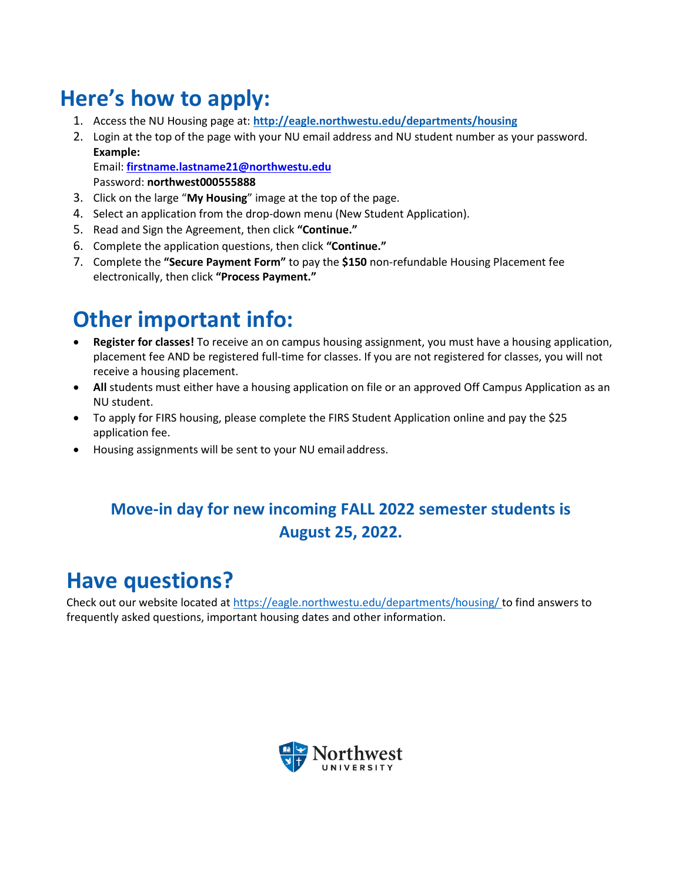## Here's how to apply:

1. Access the NU Housing page at: **http://eagle.northwestu.edu/departments/housing**
2. Login at the top of the page with your NU email address and NU student number as your password.
   **Example:**
   Email: **firstname.lastname21@northwestu.edu**
   Password: **northwest000555888**
3. Click on the large "**My Housing**" image at the top of the page.
4. Select an application from the drop-down menu (New Student Application).
5. Read and Sign the Agreement, then click **"Continue."**
6. Complete the application questions, then click **"Continue."**
7. Complete the **"Secure Payment Form"** to pay the **$150** non-refundable Housing Placement fee electronically, then click **"Process Payment."**

## Other important info:

- **Register for classes!** To receive an on campus housing assignment, you must have a housing application, placement fee AND be registered full-time for classes. If you are not registered for classes, you will not receive a housing placement.
- **All** students must either have a housing application on file or an approved Off Campus Application as an NU student.
- To apply for FIRS housing, please complete the FIRS Student Application online and pay the $25 application fee.
- Housing assignments will be sent to your NU email address.

**Move-in day for new incoming FALL 2022 semester students is August 25, 2022.**

## Have questions?

Check out our website located at https://eagle.northwestu.edu/departments/housing/ to find answers to frequently asked questions, important housing dates and other information.

Northwest
UNIVERSITY